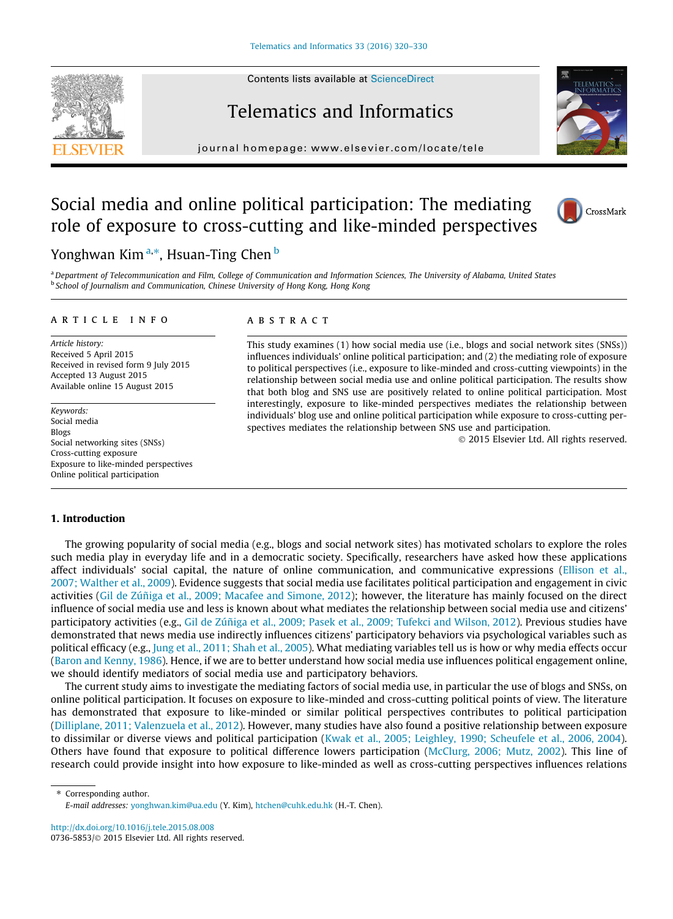# Social media and online political participation: The mediating role of exposure to cross-cutting and like-minded perspectives

Yonghwan Kim [a,*], Hsuan-Ting Chen [b]

[a] Department of Telecommunication and Film, College of Communication and Information Sciences, The University of Alabama, United States
[b] School of Journalism and Communication, Chinese University of Hong Kong, Hong Kong

## ARTICLE INFO

*Article history:*
Received 5 April 2015
Received in revised form 9 July 2015
Accepted 13 August 2015
Available online 15 August 2015

*Keywords:*
Social media
Blogs
Social networking sites (SNSs)
Cross-cutting exposure
Exposure to like-minded perspectives
Online political participation

## ABSTRACT

This study examines (1) how social media use (i.e., blogs and social network sites (SNSs)) influences individuals' online political participation; and (2) the mediating role of exposure to political perspectives (i.e., exposure to like-minded and cross-cutting viewpoints) in the relationship between social media use and online political participation. The results show that both blog and SNS use are positively related to online political participation. Most interestingly, exposure to like-minded perspectives mediates the relationship between individuals' blog use and online political participation while exposure to cross-cutting perspectives mediates the relationship between SNS use and participation.

© 2015 Elsevier Ltd. All rights reserved.

## 1. Introduction

The growing popularity of social media (e.g., blogs and social network sites) has motivated scholars to explore the roles such media play in everyday life and in a democratic society. Specifically, researchers have asked how these applications affect individuals' social capital, the nature of online communication, and communicative expressions (Ellison et al., 2007; Walther et al., 2009). Evidence suggests that social media use facilitates political participation and engagement in civic activities (Gil de Zúñiga et al., 2009; Macafee and Simone, 2012); however, the literature has mainly focused on the direct influence of social media use and less is known about what mediates the relationship between social media use and citizens' participatory activities (e.g., Gil de Zúñiga et al., 2009; Pasek et al., 2009; Tufekci and Wilson, 2012). Previous studies have demonstrated that news media use indirectly influences citizens' participatory behaviors via psychological variables such as political efficacy (e.g., Jung et al., 2011; Shah et al., 2005). What mediating variables tell us is how or why media effects occur (Baron and Kenny, 1986). Hence, if we are to better understand how social media use influences political engagement online, we should identify mediators of social media use and participatory behaviors.

The current study aims to investigate the mediating factors of social media use, in particular the use of blogs and SNSs, on online political participation. It focuses on exposure to like-minded and cross-cutting political points of view. The literature has demonstrated that exposure to like-minded or similar political perspectives contributes to political participation (Dilliplane, 2011; Valenzuela et al., 2012). However, many studies have also found a positive relationship between exposure to dissimilar or diverse views and political participation (Kwak et al., 2005; Leighley, 1990; Scheufele et al., 2006, 2004). Others have found that exposure to political difference lowers participation (McClurg, 2006; Mutz, 2002). This line of research could provide insight into how exposure to like-minded as well as cross-cutting perspectives influences relations

\* Corresponding author.
E-mail addresses: yonghwan.kim@ua.edu (Y. Kim), htchen@cuhk.edu.hk (H.-T. Chen).

http://dx.doi.org/10.1016/j.tele.2015.08.008
0736-5853/© 2015 Elsevier Ltd. All rights reserved.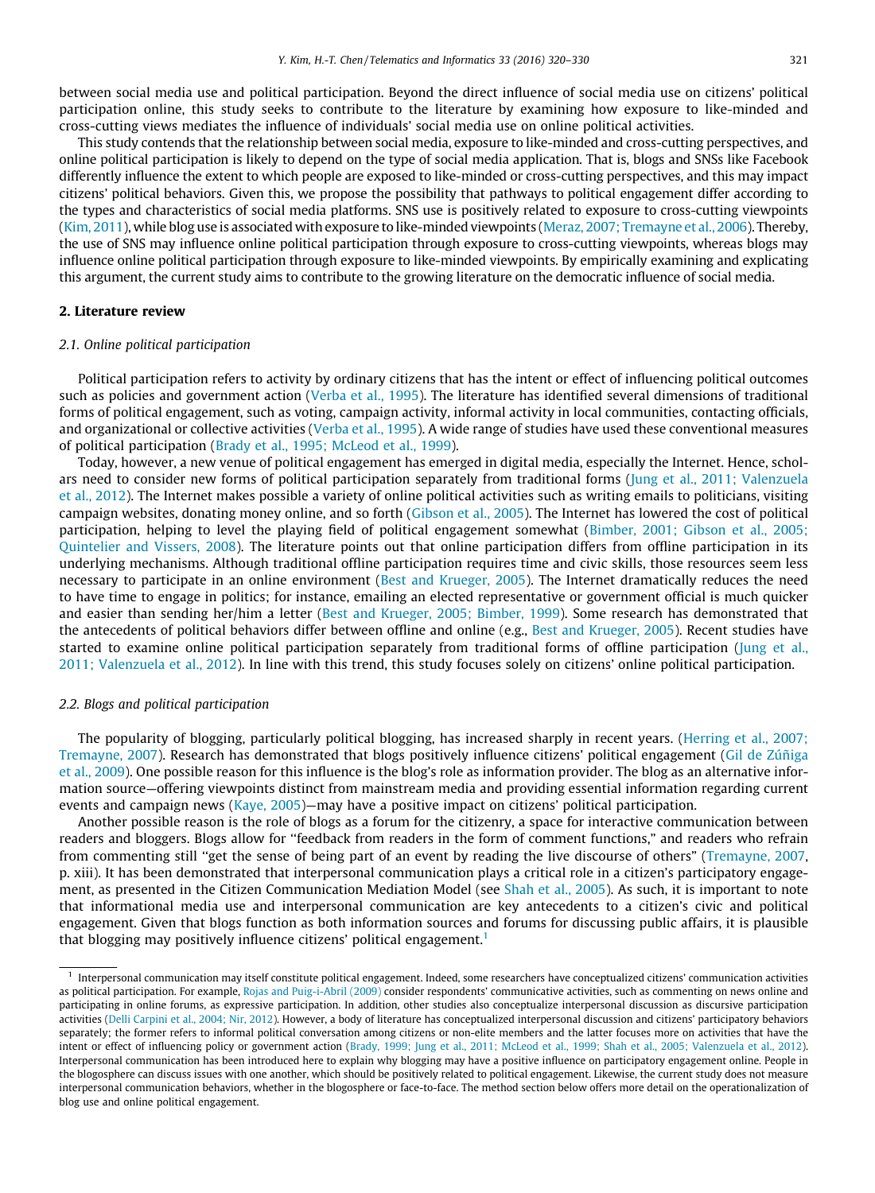between social media use and political participation. Beyond the direct influence of social media use on citizens' political participation online, this study seeks to contribute to the literature by examining how exposure to like-minded and cross-cutting views mediates the influence of individuals' social media use on online political activities.

This study contends that the relationship between social media, exposure to like-minded and cross-cutting perspectives, and online political participation is likely to depend on the type of social media application. That is, blogs and SNSs like Facebook differently influence the extent to which people are exposed to like-minded or cross-cutting perspectives, and this may impact citizens' political behaviors. Given this, we propose the possibility that pathways to political engagement differ according to the types and characteristics of social media platforms. SNS use is positively related to exposure to cross-cutting viewpoints (Kim, 2011), while blog use is associated with exposure to like-minded viewpoints (Meraz, 2007; Tremayne et al., 2006). Thereby, the use of SNS may influence online political participation through exposure to cross-cutting viewpoints, whereas blogs may influence online political participation through exposure to like-minded viewpoints. By empirically examining and explicating this argument, the current study aims to contribute to the growing literature on the democratic influence of social media.

## 2. Literature review

### *2.1. Online political participation*

Political participation refers to activity by ordinary citizens that has the intent or effect of influencing political outcomes such as policies and government action (Verba et al., 1995). The literature has identified several dimensions of traditional forms of political engagement, such as voting, campaign activity, informal activity in local communities, contacting officials, and organizational or collective activities (Verba et al., 1995). A wide range of studies have used these conventional measures of political participation (Brady et al., 1995; McLeod et al., 1999).

Today, however, a new venue of political engagement has emerged in digital media, especially the Internet. Hence, scholars need to consider new forms of political participation separately from traditional forms (Jung et al., 2011; Valenzuela et al., 2012). The Internet makes possible a variety of online political activities such as writing emails to politicians, visiting campaign websites, donating money online, and so forth (Gibson et al., 2005). The Internet has lowered the cost of political participation, helping to level the playing field of political engagement somewhat (Bimber, 2001; Gibson et al., 2005; Quintelier and Vissers, 2008). The literature points out that online participation differs from offline participation in its underlying mechanisms. Although traditional offline participation requires time and civic skills, those resources seem less necessary to participate in an online environment (Best and Krueger, 2005). The Internet dramatically reduces the need to have time to engage in politics; for instance, emailing an elected representative or government official is much quicker and easier than sending her/him a letter (Best and Krueger, 2005; Bimber, 1999). Some research has demonstrated that the antecedents of political behaviors differ between offline and online (e.g., Best and Krueger, 2005). Recent studies have started to examine online political participation separately from traditional forms of offline participation (Jung et al., 2011; Valenzuela et al., 2012). In line with this trend, this study focuses solely on citizens' online political participation.

### *2.2. Blogs and political participation*

The popularity of blogging, particularly political blogging, has increased sharply in recent years. (Herring et al., 2007; Tremayne, 2007). Research has demonstrated that blogs positively influence citizens' political engagement (Gil de Zúñiga et al., 2009). One possible reason for this influence is the blog's role as information provider. The blog as an alternative information source—offering viewpoints distinct from mainstream media and providing essential information regarding current events and campaign news (Kaye, 2005)—may have a positive impact on citizens' political participation.

Another possible reason is the role of blogs as a forum for the citizenry, a space for interactive communication between readers and bloggers. Blogs allow for "feedback from readers in the form of comment functions," and readers who refrain from commenting still "get the sense of being part of an event by reading the live discourse of others" (Tremayne, 2007, p. xiii). It has been demonstrated that interpersonal communication plays a critical role in a citizen's participatory engagement, as presented in the Citizen Communication Mediation Model (see Shah et al., 2005). As such, it is important to note that informational media use and interpersonal communication are key antecedents to a citizen's civic and political engagement. Given that blogs function as both information sources and forums for discussing public affairs, it is plausible that blogging may positively influence citizens' political engagement.[1]

---

[1] Interpersonal communication may itself constitute political engagement. Indeed, some researchers have conceptualized citizens' communication activities as political participation. For example, Rojas and Puig-i-Abril (2009) consider respondents' communicative activities, such as commenting on news online and participating in online forums, as expressive participation. In addition, other studies also conceptualize interpersonal discussion as discursive participation activities (Delli Carpini et al., 2004; Nir, 2012). However, a body of literature has conceptualized interpersonal discussion and citizens' participatory behaviors separately; the former refers to informal political conversation among citizens or non-elite members and the latter focuses more on activities that have the intent or effect of influencing policy or government action (Brady, 1999; Jung et al., 2011; McLeod et al., 1999; Shah et al., 2005; Valenzuela et al., 2012). Interpersonal communication has been introduced here to explain why blogging may have a positive influence on participatory engagement online. People in the blogosphere can discuss issues with one another, which should be positively related to political engagement. Likewise, the current study does not measure interpersonal communication behaviors, whether in the blogosphere or face-to-face. The method section below offers more detail on the operationalization of blog use and online political engagement.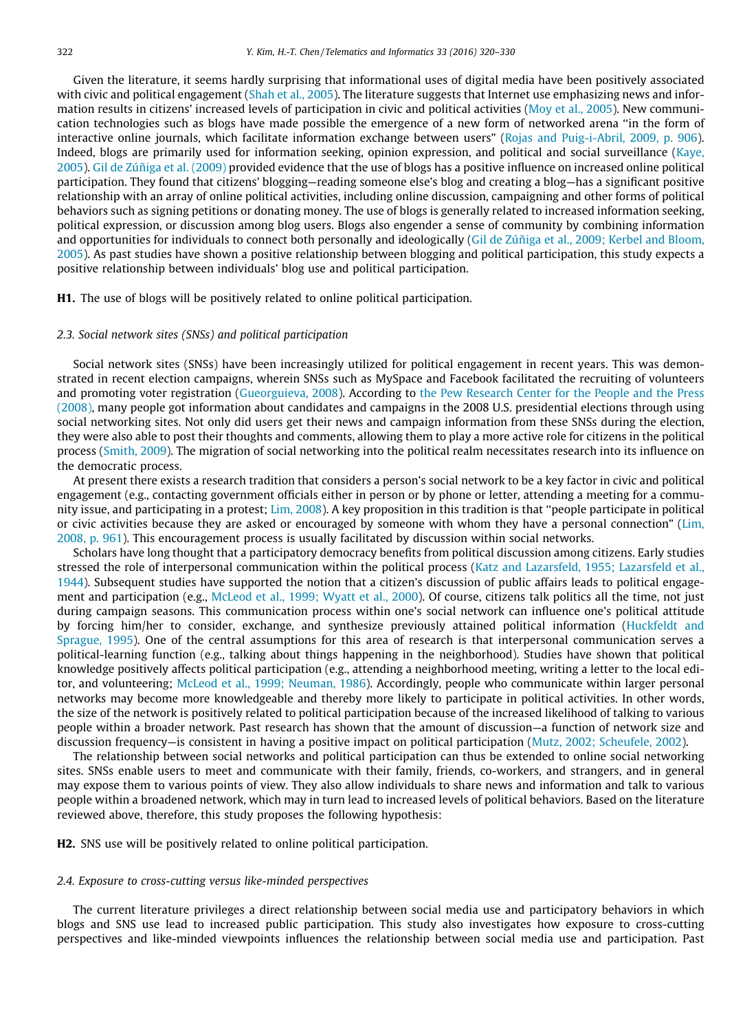Given the literature, it seems hardly surprising that informational uses of digital media have been positively associated with civic and political engagement (Shah et al., 2005). The literature suggests that Internet use emphasizing news and information results in citizens' increased levels of participation in civic and political activities (Moy et al., 2005). New communication technologies such as blogs have made possible the emergence of a new form of networked arena "in the form of interactive online journals, which facilitate information exchange between users" (Rojas and Puig-i-Abril, 2009, p. 906). Indeed, blogs are primarily used for information seeking, opinion expression, and political and social surveillance (Kaye, 2005). Gil de Zúñiga et al. (2009) provided evidence that the use of blogs has a positive influence on increased online political participation. They found that citizens' blogging—reading someone else's blog and creating a blog—has a significant positive relationship with an array of online political activities, including online discussion, campaigning and other forms of political behaviors such as signing petitions or donating money. The use of blogs is generally related to increased information seeking, political expression, or discussion among blog users. Blogs also engender a sense of community by combining information and opportunities for individuals to connect both personally and ideologically (Gil de Zúñiga et al., 2009; Kerbel and Bloom, 2005). As past studies have shown a positive relationship between blogging and political participation, this study expects a positive relationship between individuals' blog use and political participation.

**H1.** The use of blogs will be positively related to online political participation.

### *2.3. Social network sites (SNSs) and political participation*

Social network sites (SNSs) have been increasingly utilized for political engagement in recent years. This was demonstrated in recent election campaigns, wherein SNSs such as MySpace and Facebook facilitated the recruiting of volunteers and promoting voter registration (Gueorguieva, 2008). According to the Pew Research Center for the People and the Press (2008), many people got information about candidates and campaigns in the 2008 U.S. presidential elections through using social networking sites. Not only did users get their news and campaign information from these SNSs during the election, they were also able to post their thoughts and comments, allowing them to play a more active role for citizens in the political process (Smith, 2009). The migration of social networking into the political realm necessitates research into its influence on the democratic process.

At present there exists a research tradition that considers a person's social network to be a key factor in civic and political engagement (e.g., contacting government officials either in person or by phone or letter, attending a meeting for a community issue, and participating in a protest; Lim, 2008). A key proposition in this tradition is that "people participate in political or civic activities because they are asked or encouraged by someone with whom they have a personal connection" (Lim, 2008, p. 961). This encouragement process is usually facilitated by discussion within social networks.

Scholars have long thought that a participatory democracy benefits from political discussion among citizens. Early studies stressed the role of interpersonal communication within the political process (Katz and Lazarsfeld, 1955; Lazarsfeld et al., 1944). Subsequent studies have supported the notion that a citizen's discussion of public affairs leads to political engagement and participation (e.g., McLeod et al., 1999; Wyatt et al., 2000). Of course, citizens talk politics all the time, not just during campaign seasons. This communication process within one's social network can influence one's political attitude by forcing him/her to consider, exchange, and synthesize previously attained political information (Huckfeldt and Sprague, 1995). One of the central assumptions for this area of research is that interpersonal communication serves a political-learning function (e.g., talking about things happening in the neighborhood). Studies have shown that political knowledge positively affects political participation (e.g., attending a neighborhood meeting, writing a letter to the local editor, and volunteering; McLeod et al., 1999; Neuman, 1986). Accordingly, people who communicate within larger personal networks may become more knowledgeable and thereby more likely to participate in political activities. In other words, the size of the network is positively related to political participation because of the increased likelihood of talking to various people within a broader network. Past research has shown that the amount of discussion—a function of network size and discussion frequency—is consistent in having a positive impact on political participation (Mutz, 2002; Scheufele, 2002).

The relationship between social networks and political participation can thus be extended to online social networking sites. SNSs enable users to meet and communicate with their family, friends, co-workers, and strangers, and in general may expose them to various points of view. They also allow individuals to share news and information and talk to various people within a broadened network, which may in turn lead to increased levels of political behaviors. Based on the literature reviewed above, therefore, this study proposes the following hypothesis:

**H2.** SNS use will be positively related to online political participation.

### *2.4. Exposure to cross-cutting versus like-minded perspectives*

The current literature privileges a direct relationship between social media use and participatory behaviors in which blogs and SNS use lead to increased public participation. This study also investigates how exposure to cross-cutting perspectives and like-minded viewpoints influences the relationship between social media use and participation. Past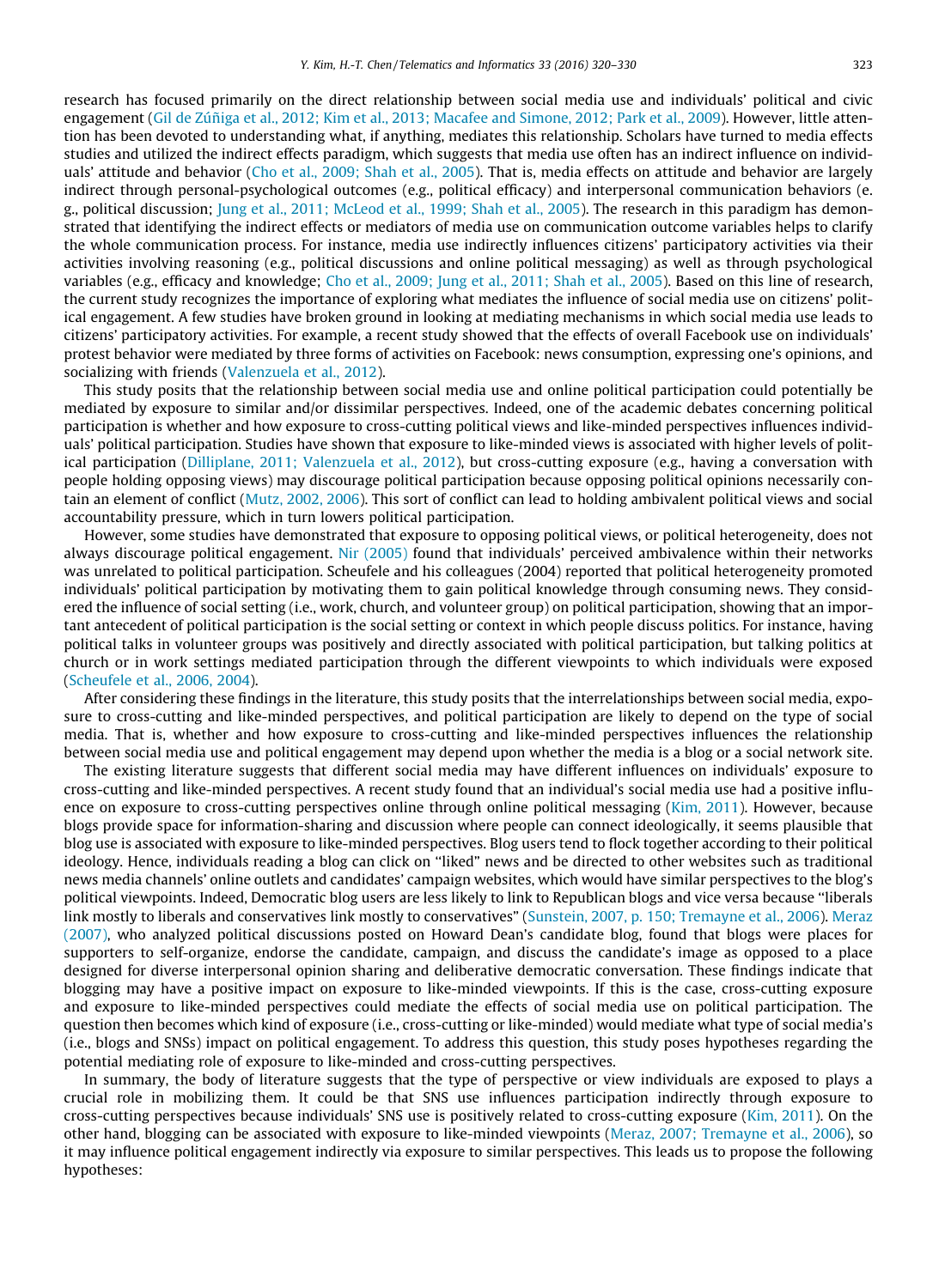research has focused primarily on the direct relationship between social media use and individuals' political and civic engagement (Gil de Zúñiga et al., 2012; Kim et al., 2013; Macafee and Simone, 2012; Park et al., 2009). However, little attention has been devoted to understanding what, if anything, mediates this relationship. Scholars have turned to media effects studies and utilized the indirect effects paradigm, which suggests that media use often has an indirect influence on individuals' attitude and behavior (Cho et al., 2009; Shah et al., 2005). That is, media effects on attitude and behavior are largely indirect through personal-psychological outcomes (e.g., political efficacy) and interpersonal communication behaviors (e.g., political discussion; Jung et al., 2011; McLeod et al., 1999; Shah et al., 2005). The research in this paradigm has demonstrated that identifying the indirect effects or mediators of media use on communication outcome variables helps to clarify the whole communication process. For instance, media use indirectly influences citizens' participatory activities via their activities involving reasoning (e.g., political discussions and online political messaging) as well as through psychological variables (e.g., efficacy and knowledge; Cho et al., 2009; Jung et al., 2011; Shah et al., 2005). Based on this line of research, the current study recognizes the importance of exploring what mediates the influence of social media use on citizens' political engagement. A few studies have broken ground in looking at mediating mechanisms in which social media use leads to citizens' participatory activities. For example, a recent study showed that the effects of overall Facebook use on individuals' protest behavior were mediated by three forms of activities on Facebook: news consumption, expressing one's opinions, and socializing with friends (Valenzuela et al., 2012).

This study posits that the relationship between social media use and online political participation could potentially be mediated by exposure to similar and/or dissimilar perspectives. Indeed, one of the academic debates concerning political participation is whether and how exposure to cross-cutting political views and like-minded perspectives influences individuals' political participation. Studies have shown that exposure to like-minded views is associated with higher levels of political participation (Dilliplane, 2011; Valenzuela et al., 2012), but cross-cutting exposure (e.g., having a conversation with people holding opposing views) may discourage political participation because opposing political opinions necessarily contain an element of conflict (Mutz, 2002, 2006). This sort of conflict can lead to holding ambivalent political views and social accountability pressure, which in turn lowers political participation.

However, some studies have demonstrated that exposure to opposing political views, or political heterogeneity, does not always discourage political engagement. Nir (2005) found that individuals' perceived ambivalence within their networks was unrelated to political participation. Scheufele and his colleagues (2004) reported that political heterogeneity promoted individuals' political participation by motivating them to gain political knowledge through consuming news. They considered the influence of social setting (i.e., work, church, and volunteer group) on political participation, showing that an important antecedent of political participation is the social setting or context in which people discuss politics. For instance, having political talks in volunteer groups was positively and directly associated with political participation, but talking politics at church or in work settings mediated participation through the different viewpoints to which individuals were exposed (Scheufele et al., 2006, 2004).

After considering these findings in the literature, this study posits that the interrelationships between social media, exposure to cross-cutting and like-minded perspectives, and political participation are likely to depend on the type of social media. That is, whether and how exposure to cross-cutting and like-minded perspectives influences the relationship between social media use and political engagement may depend upon whether the media is a blog or a social network site.

The existing literature suggests that different social media may have different influences on individuals' exposure to cross-cutting and like-minded perspectives. A recent study found that an individual's social media use had a positive influence on exposure to cross-cutting perspectives online through online political messaging (Kim, 2011). However, because blogs provide space for information-sharing and discussion where people can connect ideologically, it seems plausible that blog use is associated with exposure to like-minded perspectives. Blog users tend to flock together according to their political ideology. Hence, individuals reading a blog can click on "liked" news and be directed to other websites such as traditional news media channels' online outlets and candidates' campaign websites, which would have similar perspectives to the blog's political viewpoints. Indeed, Democratic blog users are less likely to link to Republican blogs and vice versa because "liberals link mostly to liberals and conservatives link mostly to conservatives" (Sunstein, 2007, p. 150; Tremayne et al., 2006). Meraz (2007), who analyzed political discussions posted on Howard Dean's candidate blog, found that blogs were places for supporters to self-organize, endorse the candidate, campaign, and discuss the candidate's image as opposed to a place designed for diverse interpersonal opinion sharing and deliberative democratic conversation. These findings indicate that blogging may have a positive impact on exposure to like-minded viewpoints. If this is the case, cross-cutting exposure and exposure to like-minded perspectives could mediate the effects of social media use on political participation. The question then becomes which kind of exposure (i.e., cross-cutting or like-minded) would mediate what type of social media's (i.e., blogs and SNSs) impact on political engagement. To address this question, this study poses hypotheses regarding the potential mediating role of exposure to like-minded and cross-cutting perspectives.

In summary, the body of literature suggests that the type of perspective or view individuals are exposed to plays a crucial role in mobilizing them. It could be that SNS use influences participation indirectly through exposure to cross-cutting perspectives because individuals' SNS use is positively related to cross-cutting exposure (Kim, 2011). On the other hand, blogging can be associated with exposure to like-minded viewpoints (Meraz, 2007; Tremayne et al., 2006), so it may influence political engagement indirectly via exposure to similar perspectives. This leads us to propose the following hypotheses: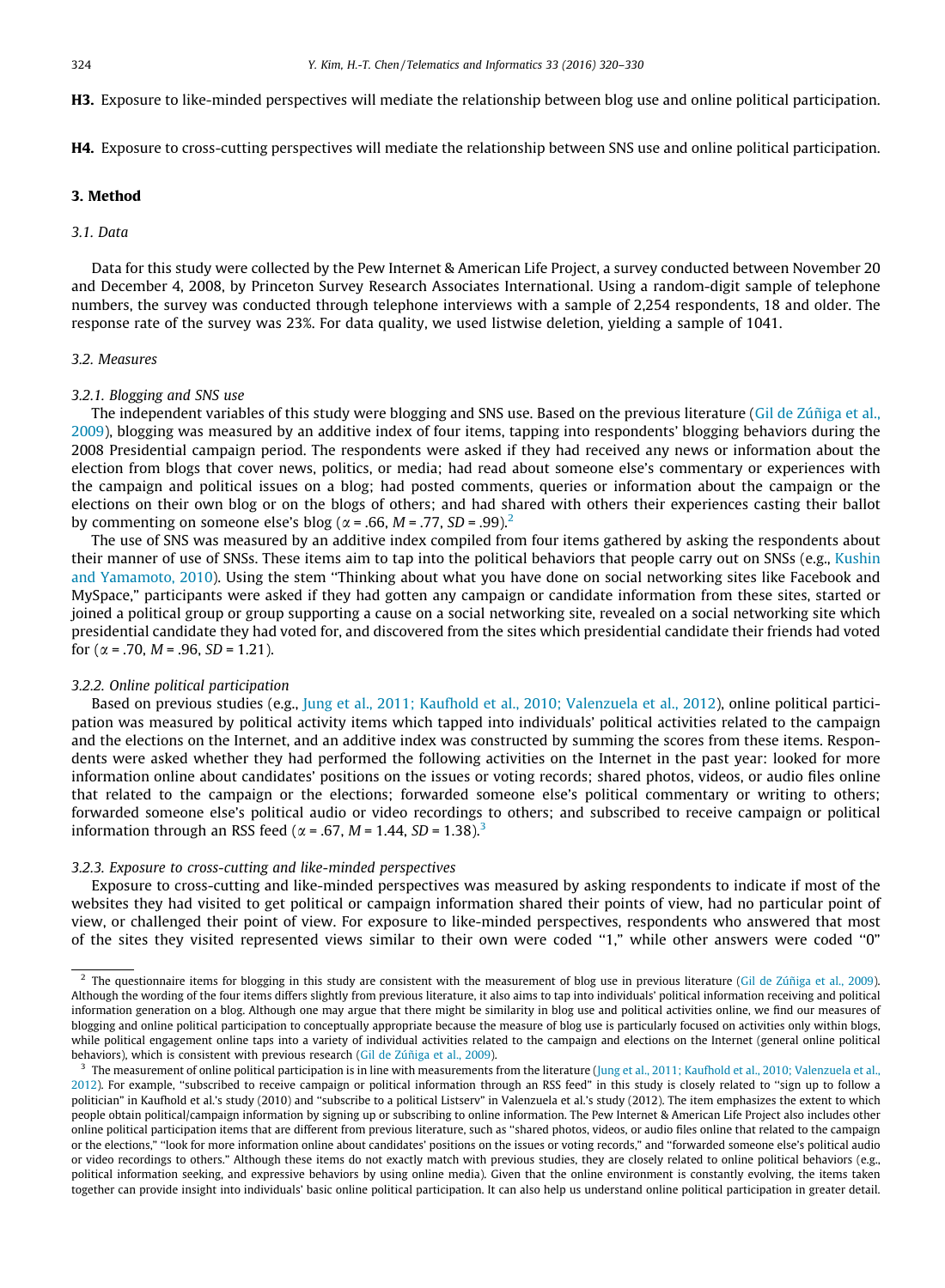**H3.** Exposure to like-minded perspectives will mediate the relationship between blog use and online political participation.

**H4.** Exposure to cross-cutting perspectives will mediate the relationship between SNS use and online political participation.

## 3. Method

### 3.1. Data

Data for this study were collected by the Pew Internet & American Life Project, a survey conducted between November 20 and December 4, 2008, by Princeton Survey Research Associates International. Using a random-digit sample of telephone numbers, the survey was conducted through telephone interviews with a sample of 2,254 respondents, 18 and older. The response rate of the survey was 23%. For data quality, we used listwise deletion, yielding a sample of 1041.

### 3.2. Measures

#### 3.2.1. Blogging and SNS use

The independent variables of this study were blogging and SNS use. Based on the previous literature (Gil de Zúñiga et al., 2009), blogging was measured by an additive index of four items, tapping into respondents' blogging behaviors during the 2008 Presidential campaign period. The respondents were asked if they had received any news or information about the election from blogs that cover news, politics, or media; had read about someone else's commentary or experiences with the campaign and political issues on a blog; had posted comments, queries or information about the campaign or the elections on their own blog or on the blogs of others; and had shared with others their experiences casting their ballot by commenting on someone else's blog ($\alpha = .66$, $M = .77$, $SD = .99$).[2]

The use of SNS was measured by an additive index compiled from four items gathered by asking the respondents about their manner of use of SNSs. These items aim to tap into the political behaviors that people carry out on SNSs (e.g., Kushin and Yamamoto, 2010). Using the stem "Thinking about what you have done on social networking sites like Facebook and MySpace," participants were asked if they had gotten any campaign or candidate information from these sites, started or joined a political group or group supporting a cause on a social networking site, revealed on a social networking site which presidential candidate they had voted for, and discovered from the sites which presidential candidate their friends had voted for ($\alpha = .70$, $M = .96$, $SD = 1.21$).

#### 3.2.2. Online political participation

Based on previous studies (e.g., Jung et al., 2011; Kaufhold et al., 2010; Valenzuela et al., 2012), online political participation was measured by political activity items which tapped into individuals' political activities related to the campaign and the elections on the Internet, and an additive index was constructed by summing the scores from these items. Respondents were asked whether they had performed the following activities on the Internet in the past year: looked for more information online about candidates' positions on the issues or voting records; shared photos, videos, or audio files online that related to the campaign or the elections; forwarded someone else's political commentary or writing to others; forwarded someone else's political audio or video recordings to others; and subscribed to receive campaign or political information through an RSS feed ($\alpha = .67$, $M = 1.44$, $SD = 1.38$).[3]

#### 3.2.3. Exposure to cross-cutting and like-minded perspectives

Exposure to cross-cutting and like-minded perspectives was measured by asking respondents to indicate if most of the websites they had visited to get political or campaign information shared their points of view, had no particular point of view, or challenged their point of view. For exposure to like-minded perspectives, respondents who answered that most of the sites they visited represented views similar to their own were coded "1," while other answers were coded "0"

---

[2] The questionnaire items for blogging in this study are consistent with the measurement of blog use in previous literature (Gil de Zúñiga et al., 2009). Although the wording of the four items differs slightly from previous literature, it also aims to tap into individuals' political information receiving and political information generation on a blog. Although one may argue that there might be similarity in blog use and political activities online, we find our measures of blogging and online political participation to conceptually appropriate because the measure of blog use is particularly focused on activities only within blogs, while political engagement online taps into a variety of individual activities related to the campaign and elections on the Internet (general online political behaviors), which is consistent with previous research (Gil de Zúñiga et al., 2009).

[3] The measurement of online political participation is in line with measurements from the literature (Jung et al., 2011; Kaufhold et al., 2010; Valenzuela et al., 2012). For example, "subscribed to receive campaign or political information through an RSS feed" in this study is closely related to "sign up to follow a politician" in Kaufhold et al.'s study (2010) and "subscribe to a political Listserv" in Valenzuela et al.'s study (2012). The item emphasizes the extent to which people obtain political/campaign information by signing up or subscribing to online information. The Pew Internet & American Life Project also includes other online political participation items that are different from previous literature, such as "shared photos, videos, or audio files online that related to the campaign or the elections," "look for more information online about candidates' positions on the issues or voting records," and "forwarded someone else's political audio or video recordings to others." Although these items do not exactly match with previous studies, they are closely related to online political behaviors (e.g., political information seeking, and expressive behaviors by using online media). Given that the online environment is constantly evolving, the items taken together can provide insight into individuals' basic online political participation. It can also help us understand online political participation in greater detail.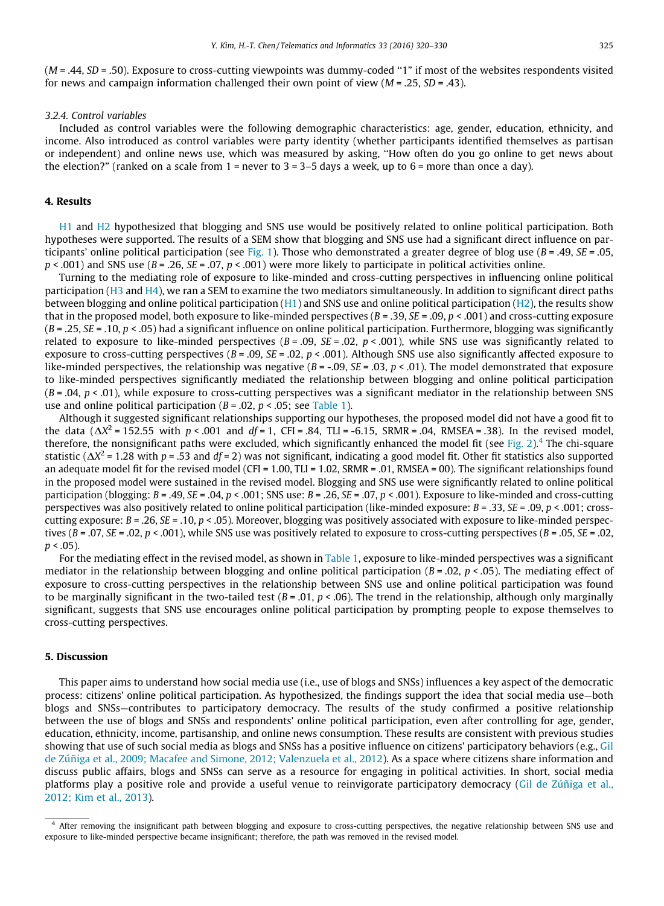(*M* = .44, *SD* = .50). Exposure to cross-cutting viewpoints was dummy-coded "1" if most of the websites respondents visited for news and campaign information challenged their own point of view (*M* = .25, *SD* = .43).

### 3.2.4. Control variables

Included as control variables were the following demographic characteristics: age, gender, education, ethnicity, and income. Also introduced as control variables were party identity (whether participants identified themselves as partisan or independent) and online news use, which was measured by asking, "How often do you go online to get news about the election?" (ranked on a scale from 1 = never to 3 = 3–5 days a week, up to 6 = more than once a day).

## 4. Results

H1 and H2 hypothesized that blogging and SNS use would be positively related to online political participation. Both hypotheses were supported. The results of a SEM show that blogging and SNS use had a significant direct influence on participants' online political participation (see Fig. 1). Those who demonstrated a greater degree of blog use (*B* = .49, *SE* = .05, $p < .001$) and SNS use (*B* = .26, *SE* = .07, $p < .001$) were more likely to participate in political activities online.

Turning to the mediating role of exposure to like-minded and cross-cutting perspectives in influencing online political participation (H3 and H4), we ran a SEM to examine the two mediators simultaneously. In addition to significant direct paths between blogging and online political participation (H1) and SNS use and online political participation (H2), the results show that in the proposed model, both exposure to like-minded perspectives (*B* = .39, *SE* = .09, $p < .001$) and cross-cutting exposure (*B* = .25, *SE* = .10, $p < .05$) had a significant influence on online political participation. Furthermore, blogging was significantly related to exposure to like-minded perspectives (*B* = .09, *SE* = .02, $p < .001$), while SNS use was significantly related to exposure to cross-cutting perspectives (*B* = .09, *SE* = .02, $p < .001$). Although SNS use also significantly affected exposure to like-minded perspectives, the relationship was negative (*B* = -.09, *SE* = .03, $p < .01$). The model demonstrated that exposure to like-minded perspectives significantly mediated the relationship between blogging and online political participation (*B* = .04, $p < .01$), while exposure to cross-cutting perspectives was a significant mediator in the relationship between SNS use and online political participation (*B* = .02, $p < .05$; see Table 1).

Although it suggested significant relationships supporting our hypotheses, the proposed model did not have a good fit to the data ($\Delta X^2 = 152.55$ with $p < .001$ and $df = 1$, CFI = .84, TLI = -6.15, SRMR = .04, RMSEA = .38). In the revised model, therefore, the nonsignificant paths were excluded, which significantly enhanced the model fit (see Fig. 2).[4] The chi-square statistic ($\Delta X^2 = 1.28$ with $p = .53$ and $df = 2$) was not significant, indicating a good model fit. Other fit statistics also supported an adequate model fit for the revised model (CFI = 1.00, TLI = 1.02, SRMR = .01, RMSEA = 00). The significant relationships found in the proposed model were sustained in the revised model. Blogging and SNS use were significantly related to online political participation (blogging: *B* = .49, *SE* = .04, $p < .001$; SNS use: *B* = .26, *SE* = .07, $p < .001$). Exposure to like-minded and cross-cutting perspectives was also positively related to online political participation (like-minded exposure: *B* = .33, *SE* = .09, $p < .001$; cross-cutting exposure: *B* = .26, *SE* = .10, $p < .05$). Moreover, blogging was positively associated with exposure to like-minded perspectives (*B* = .07, *SE* = .02, $p < .001$), while SNS use was positively related to exposure to cross-cutting perspectives (*B* = .05, *SE* = .02, $p < .05$).

For the mediating effect in the revised model, as shown in Table 1, exposure to like-minded perspectives was a significant mediator in the relationship between blogging and online political participation (*B* = .02, $p < .05$). The mediating effect of exposure to cross-cutting perspectives in the relationship between SNS use and online political participation was found to be marginally significant in the two-tailed test (*B* = .01, $p < .06$). The trend in the relationship, although only marginally significant, suggests that SNS use encourages online political participation by prompting people to expose themselves to cross-cutting perspectives.

## 5. Discussion

This paper aims to understand how social media use (i.e., use of blogs and SNSs) influences a key aspect of the democratic process: citizens' online political participation. As hypothesized, the findings support the idea that social media use—both blogs and SNSs—contributes to participatory democracy. The results of the study confirmed a positive relationship between the use of blogs and SNSs and respondents' online political participation, even after controlling for age, gender, education, ethnicity, income, partisanship, and online news consumption. These results are consistent with previous studies showing that use of such social media as blogs and SNSs has a positive influence on citizens' participatory behaviors (e.g., Gil de Zúñiga et al., 2009; Macafee and Simone, 2012; Valenzuela et al., 2012). As a space where citizens share information and discuss public affairs, blogs and SNSs can serve as a resource for engaging in political activities. In short, social media platforms play a positive role and provide a useful venue to reinvigorate participatory democracy (Gil de Zúñiga et al., 2012; Kim et al., 2013).

---

[4] After removing the insignificant path between blogging and exposure to cross-cutting perspectives, the negative relationship between SNS use and exposure to like-minded perspective became insignificant; therefore, the path was removed in the revised model.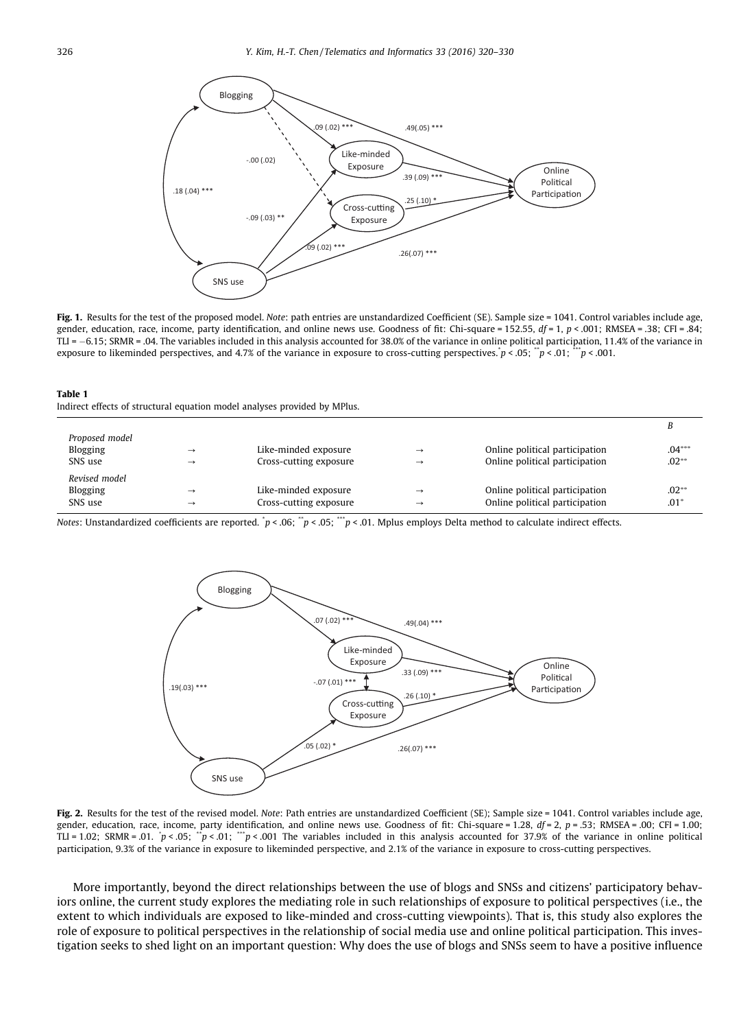**Fig. 1.** Results for the test of the proposed model. *Note*: path entries are unstandardized Coefficient (SE). Sample size = 1041. Control variables include age, gender, education, race, income, party identification, and online news use. Goodness of fit: Chi-square = 152.55, *df* = 1, *p* < .001; RMSEA = .38; CFI = .84; TLI = −6.15; SRMR = .04. The variables included in this analysis accounted for 38.0% of the variance in online political participation, 11.4% of the variance in exposure to likeminded perspectives, and 4.7% of the variance in exposure to cross-cutting perspectives.[*] $p < .05$; [**] $p < .01$; [***] $p < .001$.

**Table 1**
Indirect effects of structural equation model analyses provided by MPlus.

| | | | | | *B* |
|---|---|---|---|---|---|
| *Proposed model* | | | | | |
| Blogging | → | Like-minded exposure | → | Online political participation | .04[***] |
| SNS use | → | Cross-cutting exposure | → | Online political participation | .02[**] |
| *Revised model* | | | | | |
| Blogging | → | Like-minded exposure | → | Online political participation | .02[**] |
| SNS use | → | Cross-cutting exposure | → | Online political participation | .01[*] |

*Notes*: Unstandardized coefficients are reported. [*] $p < .06$; [**] $p < .05$; [***] $p < .01$. Mplus employs Delta method to calculate indirect effects.

**Fig. 2.** Results for the test of the revised model. *Note*: Path entries are unstandardized Coefficient (SE); Sample size = 1041. Control variables include age, gender, education, race, income, party identification, and online news use. Goodness of fit: Chi-square = 1.28, *df* = 2, *p* = .53; RMSEA = .00; CFI = 1.00; TLI = 1.02; SRMR = .01. [*] $p < .05$; [**] $p < .01$; [***] $p < .001$ The variables included in this analysis accounted for 37.9% of the variance in online political participation, 9.3% of the variance in exposure to likeminded perspective, and 2.1% of the variance in exposure to cross-cutting perspectives.

More importantly, beyond the direct relationships between the use of blogs and SNSs and citizens' participatory behaviors online, the current study explores the mediating role in such relationships of exposure to political perspectives (i.e., the extent to which individuals are exposed to like-minded and cross-cutting viewpoints). That is, this study also explores the role of exposure to political perspectives in the relationship of social media use and online political participation. This investigation seeks to shed light on an important question: Why does the use of blogs and SNSs seem to have a positive influence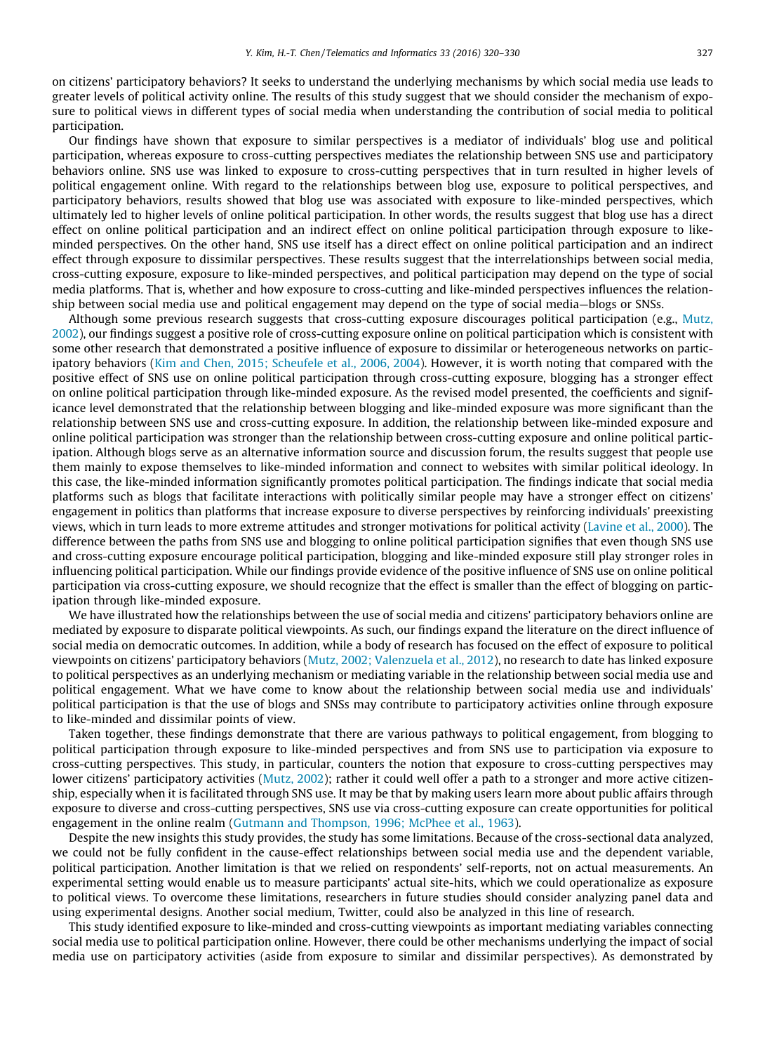on citizens' participatory behaviors? It seeks to understand the underlying mechanisms by which social media use leads to greater levels of political activity online. The results of this study suggest that we should consider the mechanism of exposure to political views in different types of social media when understanding the contribution of social media to political participation.

Our findings have shown that exposure to similar perspectives is a mediator of individuals' blog use and political participation, whereas exposure to cross-cutting perspectives mediates the relationship between SNS use and participatory behaviors online. SNS use was linked to exposure to cross-cutting perspectives that in turn resulted in higher levels of political engagement online. With regard to the relationships between blog use, exposure to political perspectives, and participatory behaviors, results showed that blog use was associated with exposure to like-minded perspectives, which ultimately led to higher levels of online political participation. In other words, the results suggest that blog use has a direct effect on online political participation and an indirect effect on online political participation through exposure to like-minded perspectives. On the other hand, SNS use itself has a direct effect on online political participation and an indirect effect through exposure to dissimilar perspectives. These results suggest that the interrelationships between social media, cross-cutting exposure, exposure to like-minded perspectives, and political participation may depend on the type of social media platforms. That is, whether and how exposure to cross-cutting and like-minded perspectives influences the relationship between social media use and political engagement may depend on the type of social media—blogs or SNSs.

Although some previous research suggests that cross-cutting exposure discourages political participation (e.g., Mutz, 2002), our findings suggest a positive role of cross-cutting exposure online on political participation which is consistent with some other research that demonstrated a positive influence of exposure to dissimilar or heterogeneous networks on participatory behaviors (Kim and Chen, 2015; Scheufele et al., 2006, 2004). However, it is worth noting that compared with the positive effect of SNS use on online political participation through cross-cutting exposure, blogging has a stronger effect on online political participation through like-minded exposure. As the revised model presented, the coefficients and significance level demonstrated that the relationship between blogging and like-minded exposure was more significant than the relationship between SNS use and cross-cutting exposure. In addition, the relationship between like-minded exposure and online political participation was stronger than the relationship between cross-cutting exposure and online political participation. Although blogs serve as an alternative information source and discussion forum, the results suggest that people use them mainly to expose themselves to like-minded information and connect to websites with similar political ideology. In this case, the like-minded information significantly promotes political participation. The findings indicate that social media platforms such as blogs that facilitate interactions with politically similar people may have a stronger effect on citizens' engagement in politics than platforms that increase exposure to diverse perspectives by reinforcing individuals' preexisting views, which in turn leads to more extreme attitudes and stronger motivations for political activity (Lavine et al., 2000). The difference between the paths from SNS use and blogging to online political participation signifies that even though SNS use and cross-cutting exposure encourage political participation, blogging and like-minded exposure still play stronger roles in influencing political participation. While our findings provide evidence of the positive influence of SNS use on online political participation via cross-cutting exposure, we should recognize that the effect is smaller than the effect of blogging on participation through like-minded exposure.

We have illustrated how the relationships between the use of social media and citizens' participatory behaviors online are mediated by exposure to disparate political viewpoints. As such, our findings expand the literature on the direct influence of social media on democratic outcomes. In addition, while a body of research has focused on the effect of exposure to political viewpoints on citizens' participatory behaviors (Mutz, 2002; Valenzuela et al., 2012), no research to date has linked exposure to political perspectives as an underlying mechanism or mediating variable in the relationship between social media use and political engagement. What we have come to know about the relationship between social media use and individuals' political participation is that the use of blogs and SNSs may contribute to participatory activities online through exposure to like-minded and dissimilar points of view.

Taken together, these findings demonstrate that there are various pathways to political engagement, from blogging to political participation through exposure to like-minded perspectives and from SNS use to participation via exposure to cross-cutting perspectives. This study, in particular, counters the notion that exposure to cross-cutting perspectives may lower citizens' participatory activities (Mutz, 2002); rather it could well offer a path to a stronger and more active citizenship, especially when it is facilitated through SNS use. It may be that by making users learn more about public affairs through exposure to diverse and cross-cutting perspectives, SNS use via cross-cutting exposure can create opportunities for political engagement in the online realm (Gutmann and Thompson, 1996; McPhee et al., 1963).

Despite the new insights this study provides, the study has some limitations. Because of the cross-sectional data analyzed, we could not be fully confident in the cause-effect relationships between social media use and the dependent variable, political participation. Another limitation is that we relied on respondents' self-reports, not on actual measurements. An experimental setting would enable us to measure participants' actual site-hits, which we could operationalize as exposure to political views. To overcome these limitations, researchers in future studies should consider analyzing panel data and using experimental designs. Another social medium, Twitter, could also be analyzed in this line of research.

This study identified exposure to like-minded and cross-cutting viewpoints as important mediating variables connecting social media use to political participation online. However, there could be other mechanisms underlying the impact of social media use on participatory activities (aside from exposure to similar and dissimilar perspectives). As demonstrated by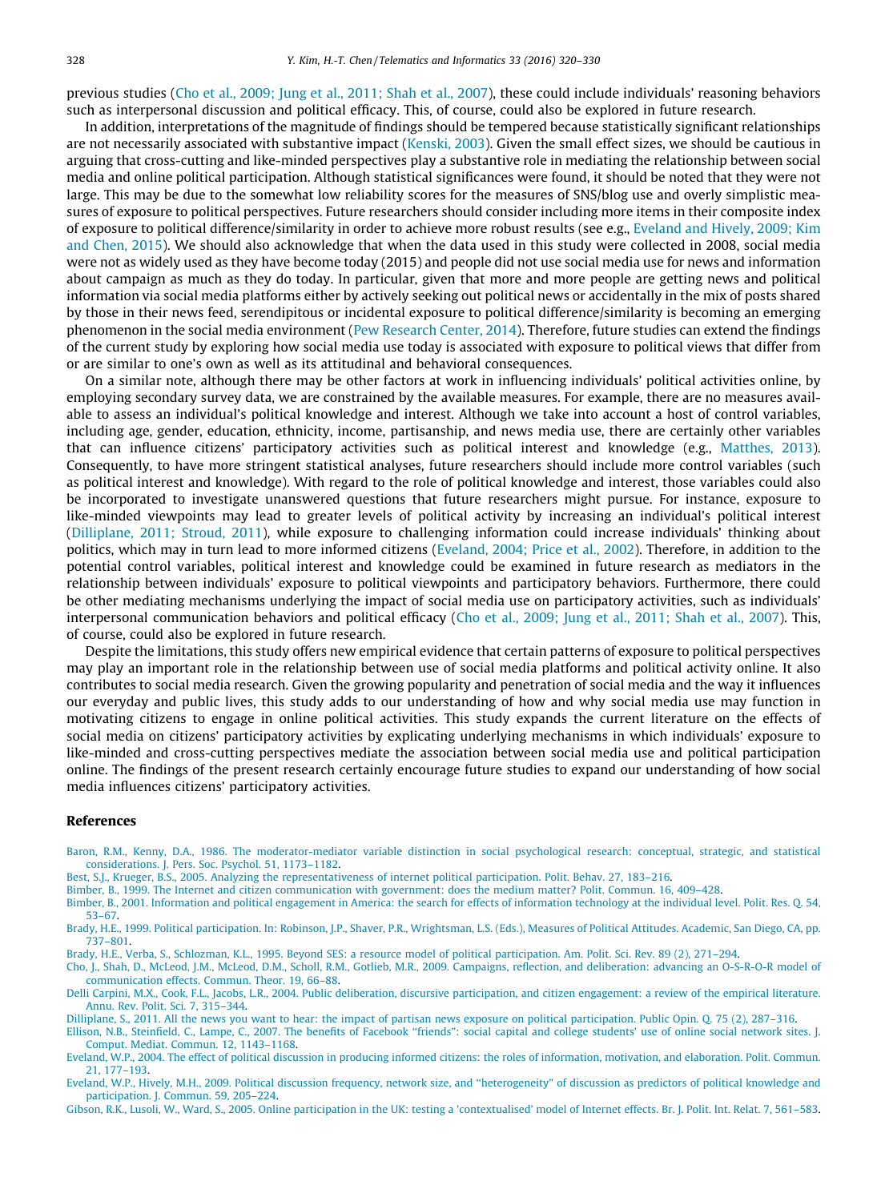previous studies (Cho et al., 2009; Jung et al., 2011; Shah et al., 2007), these could include individuals' reasoning behaviors such as interpersonal discussion and political efficacy. This, of course, could also be explored in future research.

In addition, interpretations of the magnitude of findings should be tempered because statistically significant relationships are not necessarily associated with substantive impact (Kenski, 2003). Given the small effect sizes, we should be cautious in arguing that cross-cutting and like-minded perspectives play a substantive role in mediating the relationship between social media and online political participation. Although statistical significances were found, it should be noted that they were not large. This may be due to the somewhat low reliability scores for the measures of SNS/blog use and overly simplistic measures of exposure to political perspectives. Future researchers should consider including more items in their composite index of exposure to political difference/similarity in order to achieve more robust results (see e.g., Eveland and Hively, 2009; Kim and Chen, 2015). We should also acknowledge that when the data used in this study were collected in 2008, social media were not as widely used as they have become today (2015) and people did not use social media use for news and information about campaign as much as they do today. In particular, given that more and more people are getting news and political information via social media platforms either by actively seeking out political news or accidentally in the mix of posts shared by those in their news feed, serendipitous or incidental exposure to political difference/similarity is becoming an emerging phenomenon in the social media environment (Pew Research Center, 2014). Therefore, future studies can extend the findings of the current study by exploring how social media use today is associated with exposure to political views that differ from or are similar to one's own as well as its attitudinal and behavioral consequences.

On a similar note, although there may be other factors at work in influencing individuals' political activities online, by employing secondary survey data, we are constrained by the available measures. For example, there are no measures available to assess an individual's political knowledge and interest. Although we take into account a host of control variables, including age, gender, education, ethnicity, income, partisanship, and news media use, there are certainly other variables that can influence citizens' participatory activities such as political interest and knowledge (e.g., Matthes, 2013). Consequently, to have more stringent statistical analyses, future researchers should include more control variables (such as political interest and knowledge). With regard to the role of political knowledge and interest, those variables could also be incorporated to investigate unanswered questions that future researchers might pursue. For instance, exposure to like-minded viewpoints may lead to greater levels of political activity by increasing an individual's political interest (Dilliplane, 2011; Stroud, 2011), while exposure to challenging information could increase individuals' thinking about politics, which may in turn lead to more informed citizens (Eveland, 2004; Price et al., 2002). Therefore, in addition to the potential control variables, political interest and knowledge could be examined in future research as mediators in the relationship between individuals' exposure to political viewpoints and participatory behaviors. Furthermore, there could be other mediating mechanisms underlying the impact of social media use on participatory activities, such as individuals' interpersonal communication behaviors and political efficacy (Cho et al., 2009; Jung et al., 2011; Shah et al., 2007). This, of course, could also be explored in future research.

Despite the limitations, this study offers new empirical evidence that certain patterns of exposure to political perspectives may play an important role in the relationship between use of social media platforms and political activity online. It also contributes to social media research. Given the growing popularity and penetration of social media and the way it influences our everyday and public lives, this study adds to our understanding of how and why social media use may function in motivating citizens to engage in online political activities. This study expands the current literature on the effects of social media on citizens' participatory activities by explicating underlying mechanisms in which individuals' exposure to like-minded and cross-cutting perspectives mediate the association between social media use and political participation online. The findings of the present research certainly encourage future studies to expand our understanding of how social media influences citizens' participatory activities.

## References

Baron, R.M., Kenny, D.A., 1986. The moderator-mediator variable distinction in social psychological research: conceptual, strategic, and statistical considerations. J. Pers. Soc. Psychol. 51, 1173–1182.

Best, S.J., Krueger, B.S., 2005. Analyzing the representativeness of internet political participation. Polit. Behav. 27, 183–216.

Bimber, B., 1999. The Internet and citizen communication with government: does the medium matter? Polit. Commun. 16, 409–428.

Bimber, B., 2001. Information and political engagement in America: the search for effects of information technology at the individual level. Polit. Res. Q. 54, 53–67.

Brady, H.E., 1999. Political participation. In: Robinson, J.P., Shaver, P.R., Wrightsman, L.S. (Eds.), Measures of Political Attitudes. Academic, San Diego, CA, pp. 737–801.

Brady, H.E., Verba, S., Schlozman, K.L., 1995. Beyond SES: a resource model of political participation. Am. Polit. Sci. Rev. 89 (2), 271–294.

Cho, J., Shah, D., McLeod, J.M., McLeod, D.M., Scholl, R.M., Gotlieb, M.R., 2009. Campaigns, reflection, and deliberation: advancing an O-S-R-O-R model of communication effects. Commun. Theor. 19, 66–88.

Delli Carpini, M.X., Cook, F.L., Jacobs, L.R., 2004. Public deliberation, discursive participation, and citizen engagement: a review of the empirical literature. Annu. Rev. Polit. Sci. 7, 315–344.

Dilliplane, S., 2011. All the news you want to hear: the impact of partisan news exposure on political participation. Public Opin. Q. 75 (2), 287–316.

Ellison, N.B., Steinfield, C., Lampe, C., 2007. The benefits of Facebook "friends": social capital and college students' use of online social network sites. J. Comput. Mediat. Commun. 12, 1143–1168.

Eveland, W.P., 2004. The effect of political discussion in producing informed citizens: the roles of information, motivation, and elaboration. Polit. Commun. 21, 177–193.

Eveland, W.P., Hively, M.H., 2009. Political discussion frequency, network size, and "heterogeneity" of discussion as predictors of political knowledge and participation. J. Commun. 59, 205–224.

Gibson, R.K., Lusoli, W., Ward, S., 2005. Online participation in the UK: testing a 'contextualised' model of Internet effects. Br. J. Polit. Int. Relat. 7, 561–583.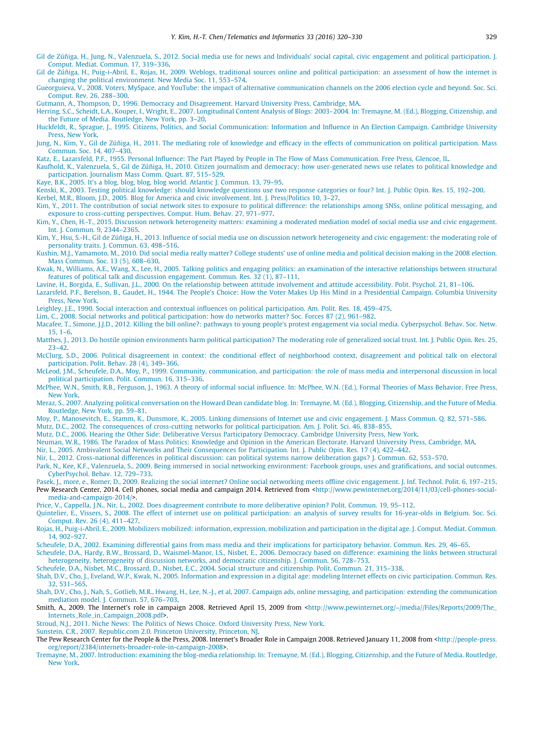Gil de Zúñiga, H., Jung, N., Valenzuela, S., 2012. Social media use for news and Individuals' social capital, civic engagement and political participation. J. Comput. Mediat. Commun. 17, 319–336.

Gil de Zúñiga, H., Puig-i-Abril, E., Rojas, H., 2009. Weblogs, traditional sources online and political participation: an assessment of how the internet is changing the political environment. New Media Soc. 11, 553–574.

Gueorguieva, V., 2008. Voters, MySpace, and YouTube: the impact of alternative communication channels on the 2006 election cycle and beyond. Soc. Sci. Comput. Rev. 26, 288–300.

Gutmann, A., Thompson, D., 1996. Democracy and Disagreement. Harvard University Press, Cambridge, MA.

Herring, S.C., Scheidt, L.A., Kouper, I., Wright, E., 2007. Longitudinal Content Analysis of Blogs: 2003–2004. In: Tremayne, M. (Ed.), Blogging, Citizenship, and the Future of Media. Routledge, New York, pp. 3–20.

Huckfeldt, R., Sprague, J., 1995. Citizens, Politics, and Social Communication: Information and Influence in An Election Campaign. Cambridge University Press, New York.

Jung, N., Kim, Y., Gil de Zúñiga, H., 2011. The mediating role of knowledge and efficacy in the effects of communication on political participation. Mass Commun. Soc. 14, 407–430.

Katz, E., Lazarsfeld, P.F., 1955. Personal Influence: The Part Played by People in The Flow of Mass Communication. Free Press, Glencoe, IL.

Kaufhold, K., Valenzuela, S., Gil de Zúñiga, H., 2010. Citizen journalism and democracy: how user-generated news use relates to political knowledge and participation. Journalism Mass Comm. Quart. 87, 515–529.

Kaye, B.K., 2005. It's a blog, blog, blog, blog world. Atlantic J. Commun. 13, 79–95.

Kenski, K., 2003. Testing political knowledge: should knowledge questions use two response categories or four? Int. J. Public Opin. Res. 15, 192–200.

Kerbel, M.R., Bloom, J.D., 2005. Blog for America and civic involvement. Int. J. Press/Politics 10, 3–27.

Kim, Y., 2011. The contribution of social network sites to exposure to political difference: the relationships among SNSs, online political messaging, and exposure to cross-cutting perspectives. Comput. Hum. Behav. 27, 971–977.

Kim, Y., Chen, H.-T., 2015. Discussion network heterogeneity matters: examining a moderated mediation model of social media use and civic engagement. Int. J. Commun. 9, 2344–2365.

Kim, Y., Hsu, S.-H., Gil de Zúñiga, H., 2013. Influence of social media use on discussion network heterogeneity and civic engagement: the moderating role of personality traits. J. Commun. 63, 498–516.

Kushin, M.J., Yamamoto, M., 2010. Did social media really matter? College students' use of online media and political decision making in the 2008 election. Mass Commun. Soc. 13 (5), 608–630.

Kwak, N., Williams, A.E., Wang, X., Lee, H., 2005. Talking politics and engaging politics: an examination of the interactive relationships between structural features of political talk and discussion engagement. Commun. Res. 32 (1), 87–111.

Lavine, H., Borgida, E., Sullivan, J.L., 2000. On the relationship between attitude involvement and attitude accessibility. Polit. Psychol. 21, 81–106.

Lazarsfeld, P.F., Berelson, B., Gaudet, H., 1944. The People's Choice: How the Voter Makes Up His Mind in a Presidential Campaign. Columbia University Press, New York.

Leighley, J.E., 1990. Social interaction and contextual influences on political participation. Am. Polit. Res. 18, 459–475.

Lim, C., 2008. Social networks and political participation: how do networks matter? Soc. Forces 87 (2), 961–982.

Macafee, T., Simone, J.J.D., 2012. Killing the bill online?: pathways to young people's protest engagement via social media. Cyberpsychol. Behav. Soc. Netw. 15, 1–6.

Matthes, J., 2013. Do hostile opinion environments harm political participation? The moderating role of generalized social trust. Int. J. Public Opin. Res. 25, 23–42.

McClurg, S.D., 2006. Political disagreement in context: the conditional effect of neighborhood context, disagreement and political talk on electoral participation. Polit. Behav. 28 (4), 349–366.

McLeod, J.M., Scheufele, D.A., Moy, P., 1999. Community, communication, and participation: the role of mass media and interpersonal discussion in local political participation. Polit. Commun. 16, 315–336.

McPhee, W.N., Smith, R.B., Ferguson, J., 1963. A theory of informal social influence. In: McPhee, W.N. (Ed.), Formal Theories of Mass Behavior. Free Press, New York.

Meraz, S., 2007. Analyzing political conversation on the Howard Dean candidate blog. In: Tremayne, M. (Ed.), Blogging, Citizenship, and the Future of Media. Routledge, New York, pp. 59–81.

Moy, P., Manosevitch, E., Stamm, K., Dunsmore, K., 2005. Linking dimensions of Internet use and civic engagement. J. Mass Commun. Q. 82, 571–586.

Mutz, D.C., 2002. The consequences of cross-cutting networks for political participation. Am. J. Polit. Sci. 46, 838–855.

Mutz, D.C., 2006. Hearing the Other Side: Deliberative Versus Participatory Democracy. Cambridge University Press, New York.

Neuman, W.R., 1986. The Paradox of Mass Politics: Knowledge and Opinion in the American Electorate. Harvard University Press, Cambridge, MA.

Nir, L., 2005. Ambivalent Social Networks and Their Consequences for Participation. Int. J. Public Opin. Res. 17 (4), 422–442.

Nir, L., 2012. Cross-national differences in political discussion: can political systems narrow deliberation gaps? J. Commun. 62, 553–570.

Park, N., Kee, K.F., Valenzuela, S., 2009. Being immersed in social networking environment: Facebook groups, uses and gratifications, and social outcomes. CyberPsychol. Behav. 12, 729–733.

Pasek, J., more, e., Romer, D., 2009. Realizing the social internet? Online social networking meets offline civic engagement. J. Inf. Technol. Polit. 6, 197–215.

Pew Research Center, 2014. Cell phones, social media and campaign 2014. Retrieved from <http://www.pewinternet.org/2014/11/03/cell-phones-social-media-and-campaign-2014/>.

Price, V., Cappella, J.N., Nir, L., 2002. Does disagreement contribute to more deliberative opinion? Polit. Commun. 19, 95–112.

Quintelier, E., Vissers, S., 2008. The effect of internet use on political participation: an analysis of survey results for 16-year-olds in Belgium. Soc. Sci. Comput. Rev. 26 (4), 411–427.

Rojas, H., Puig-i-Abril, E., 2009. Mobilizers mobilized: information, expression, mobilization and participation in the digital age. J. Comput. Mediat. Commun. 14, 902–927.

Scheufele, D.A., 2002. Examining differential gains from mass media and their implications for participatory behavior. Commun. Res. 29, 46–65.

Scheufele, D.A., Hardy, B.W., Brossard, D., Waismel-Manor, I.S., Nisbet, E., 2006. Democracy based on difference: examining the links between structural heterogeneity, heterogeneity of discussion networks, and democratic citizenship. J. Commun. 56, 728–753.

Scheufele, D.A., Nisbet, M.C., Brossard, D., Nisbet, E.C., 2004. Social structure and citizenship. Polit. Commun. 21, 315–338.

Shah, D.V., Cho, J., Eveland, W.P., Kwak, N., 2005. Information and expression in a digital age: modeling Internet effects on civic participation. Commun. Res. 32, 531–565.

Shah, D.V., Cho, J., Nah, S., Gotlieb, M.R., Hwang, H., Lee, N.-J., et al, 2007. Campaign ads, online messaging, and participation: extending the communication mediation model. J. Commun. 57, 676–703.

Smith, A., 2009. The Internet's role in campaign 2008. Retrieved April 15, 2009 from <http://www.pewinternet.org/~/media//Files/Reports/2009/The_Internets_Role_in_Campaign_2008.pdf>.

Stroud, N.J., 2011. Niche News: The Politics of News Choice. Oxford University Press, New York.

Sunstein, C.R., 2007. Republic.com 2.0. Princeton University, Princeton, NJ.

The Pew Research Center for the People & the Press, 2008. Internet's Broader Role in Campaign 2008. Retrieved January 11, 2008 from <http://people-press.org/report/2384/internets-broader-role-in-campaign-2008>.

Tremayne, M., 2007. Introduction: examining the blog-media relationship. In: Tremayne, M. (Ed.), Blogging, Citizenship, and the Future of Media. Routledge, New York.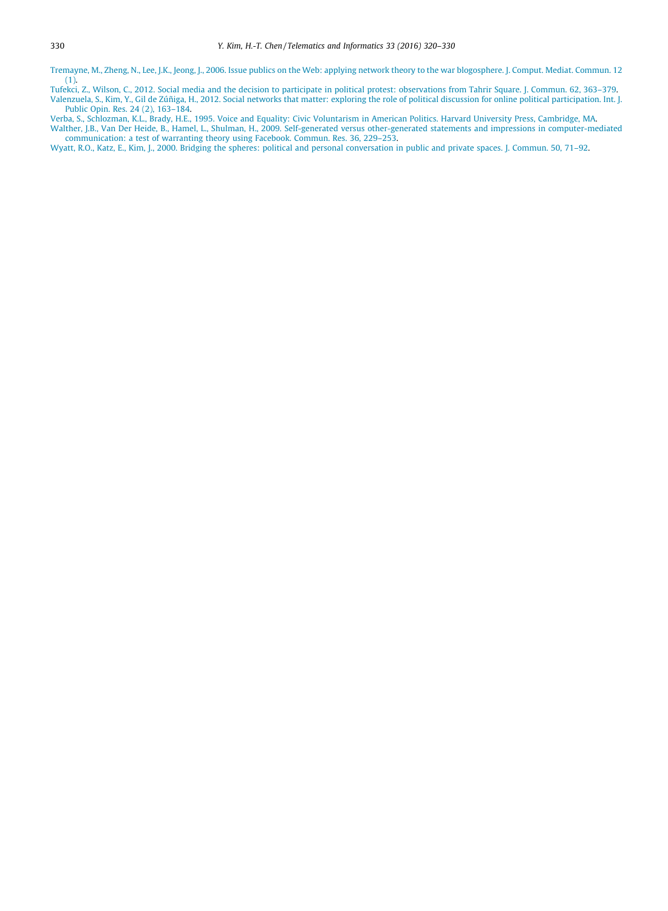Tremayne, M., Zheng, N., Lee, J.K., Jeong, J., 2006. Issue publics on the Web: applying network theory to the war blogosphere. J. Comput. Mediat. Commun. 12 (1).

Tufekci, Z., Wilson, C., 2012. Social media and the decision to participate in political protest: observations from Tahrir Square. J. Commun. 62, 363–379.

Valenzuela, S., Kim, Y., Gil de Zúñiga, H., 2012. Social networks that matter: exploring the role of political discussion for online political participation. Int. J. Public Opin. Res. 24 (2), 163–184.

Verba, S., Schlozman, K.L., Brady, H.E., 1995. Voice and Equality: Civic Voluntarism in American Politics. Harvard University Press, Cambridge, MA.

Walther, J.B., Van Der Heide, B., Hamel, L., Shulman, H., 2009. Self-generated versus other-generated statements and impressions in computer-mediated communication: a test of warranting theory using Facebook. Commun. Res. 36, 229–253.

Wyatt, R.O., Katz, E., Kim, J., 2000. Bridging the spheres: political and personal conversation in public and private spaces. J. Commun. 50, 71–92.